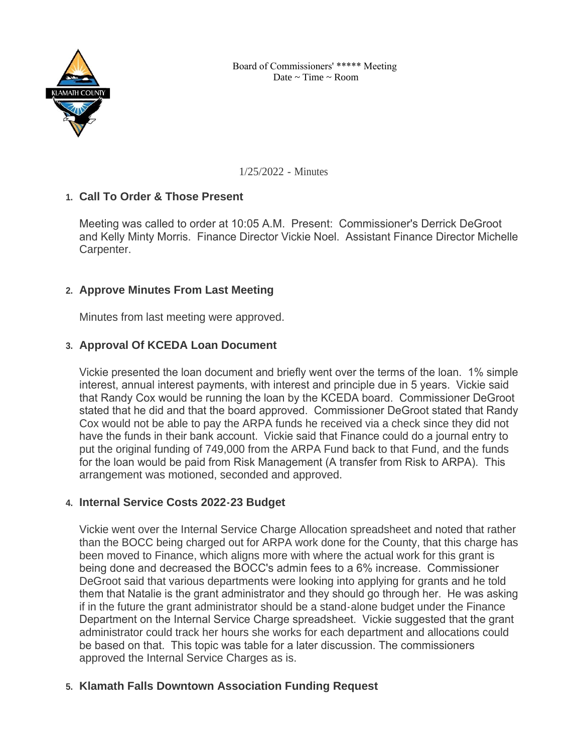Board of Commissioners' ***** Meeting
Date ~ Time ~ Room

1/25/2022 - Minutes

1. **Call To Order & Those Present**

   Meeting was called to order at 10:05 A.M. Present: Commissioner's Derrick DeGroot and Kelly Minty Morris. Finance Director Vickie Noel. Assistant Finance Director Michelle Carpenter.

2. **Approve Minutes From Last Meeting**

   Minutes from last meeting were approved.

3. **Approval Of KCEDA Loan Document**

   Vickie presented the loan document and briefly went over the terms of the loan. 1% simple interest, annual interest payments, with interest and principle due in 5 years. Vickie said that Randy Cox would be running the loan by the KCEDA board. Commissioner DeGroot stated that he did and that the board approved. Commissioner DeGroot stated that Randy Cox would not be able to pay the ARPA funds he received via a check since they did not have the funds in their bank account. Vickie said that Finance could do a journal entry to put the original funding of 749,000 from the ARPA Fund back to that Fund, and the funds for the loan would be paid from Risk Management (A transfer from Risk to ARPA). This arrangement was motioned, seconded and approved.

4. **Internal Service Costs 2022-23 Budget**

   Vickie went over the Internal Service Charge Allocation spreadsheet and noted that rather than the BOCC being charged out for ARPA work done for the County, that this charge has been moved to Finance, which aligns more with where the actual work for this grant is being done and decreased the BOCC's admin fees to a 6% increase. Commissioner DeGroot said that various departments were looking into applying for grants and he told them that Natalie is the grant administrator and they should go through her. He was asking if in the future the grant administrator should be a stand-alone budget under the Finance Department on the Internal Service Charge spreadsheet. Vickie suggested that the grant administrator could track her hours she works for each department and allocations could be based on that. This topic was table for a later discussion. The commissioners approved the Internal Service Charges as is.

5. **Klamath Falls Downtown Association Funding Request**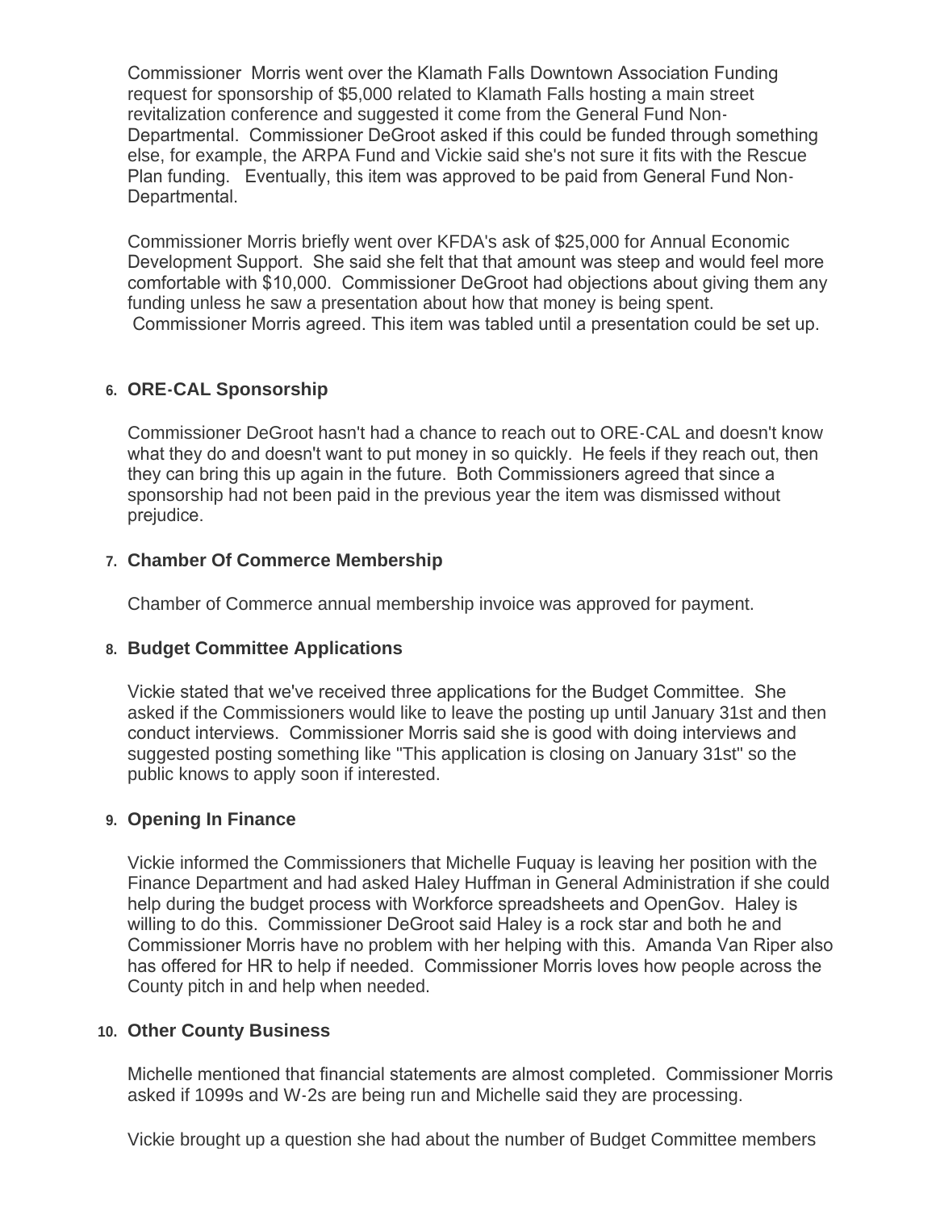Commissioner Morris went over the Klamath Falls Downtown Association Funding request for sponsorship of $5,000 related to Klamath Falls hosting a main street revitalization conference and suggested it come from the General Fund Non-Departmental. Commissioner DeGroot asked if this could be funded through something else, for example, the ARPA Fund and Vickie said she's not sure it fits with the Rescue Plan funding. Eventually, this item was approved to be paid from General Fund Non-Departmental.

Commissioner Morris briefly went over KFDA's ask of $25,000 for Annual Economic Development Support. She said she felt that that amount was steep and would feel more comfortable with $10,000. Commissioner DeGroot had objections about giving them any funding unless he saw a presentation about how that money is being spent. Commissioner Morris agreed. This item was tabled until a presentation could be set up.

6. **ORE-CAL Sponsorship**

Commissioner DeGroot hasn't had a chance to reach out to ORE-CAL and doesn't know what they do and doesn't want to put money in so quickly. He feels if they reach out, then they can bring this up again in the future. Both Commissioners agreed that since a sponsorship had not been paid in the previous year the item was dismissed without prejudice.

7. **Chamber Of Commerce Membership**

Chamber of Commerce annual membership invoice was approved for payment.

8. **Budget Committee Applications**

Vickie stated that we've received three applications for the Budget Committee. She asked if the Commissioners would like to leave the posting up until January 31st and then conduct interviews. Commissioner Morris said she is good with doing interviews and suggested posting something like "This application is closing on January 31st" so the public knows to apply soon if interested.

9. **Opening In Finance**

Vickie informed the Commissioners that Michelle Fuquay is leaving her position with the Finance Department and had asked Haley Huffman in General Administration if she could help during the budget process with Workforce spreadsheets and OpenGov. Haley is willing to do this. Commissioner DeGroot said Haley is a rock star and both he and Commissioner Morris have no problem with her helping with this. Amanda Van Riper also has offered for HR to help if needed. Commissioner Morris loves how people across the County pitch in and help when needed.

10. **Other County Business**

Michelle mentioned that financial statements are almost completed. Commissioner Morris asked if 1099s and W-2s are being run and Michelle said they are processing.

Vickie brought up a question she had about the number of Budget Committee members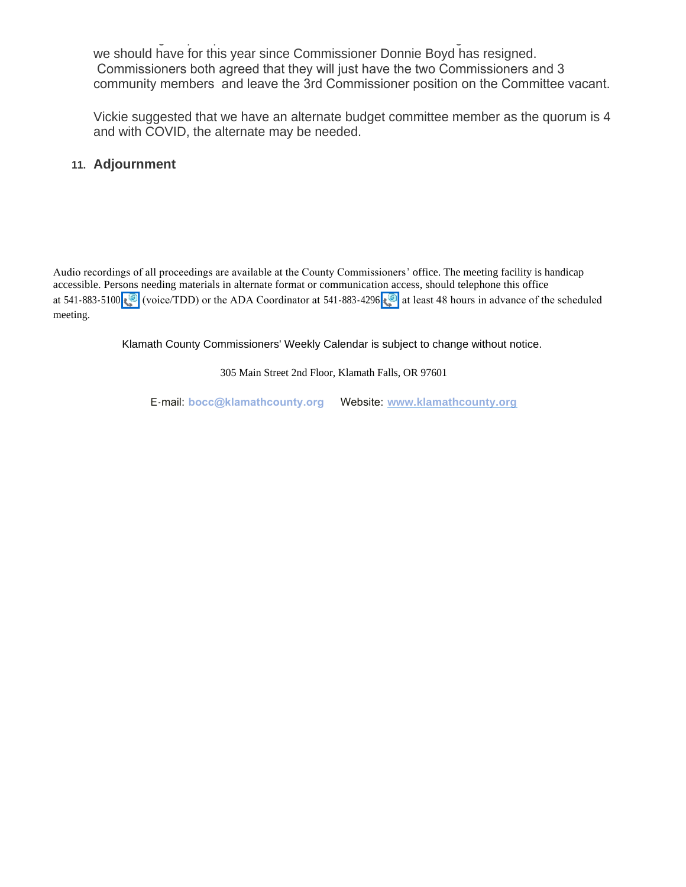we should have for this year since Commissioner Donnie Boyd has resigned. Commissioners both agreed that they will just have the two Commissioners and 3 community members and leave the 3rd Commissioner position on the Committee vacant.

Vickie suggested that we have an alternate budget committee member as the quorum is 4 and with COVID, the alternate may be needed.

11. **Adjournment**

Audio recordings of all proceedings are available at the County Commissioners' office. The meeting facility is handicap accessible. Persons needing materials in alternate format or communication access, should telephone this office at 541-883-5100 (voice/TDD) or the ADA Coordinator at 541-883-4296 at least 48 hours in advance of the scheduled meeting.

Klamath County Commissioners' Weekly Calendar is subject to change without notice.

305 Main Street 2nd Floor, Klamath Falls, OR 97601

E-mail: **bocc@klamathcounty.org** Website: **www.klamathcounty.org**